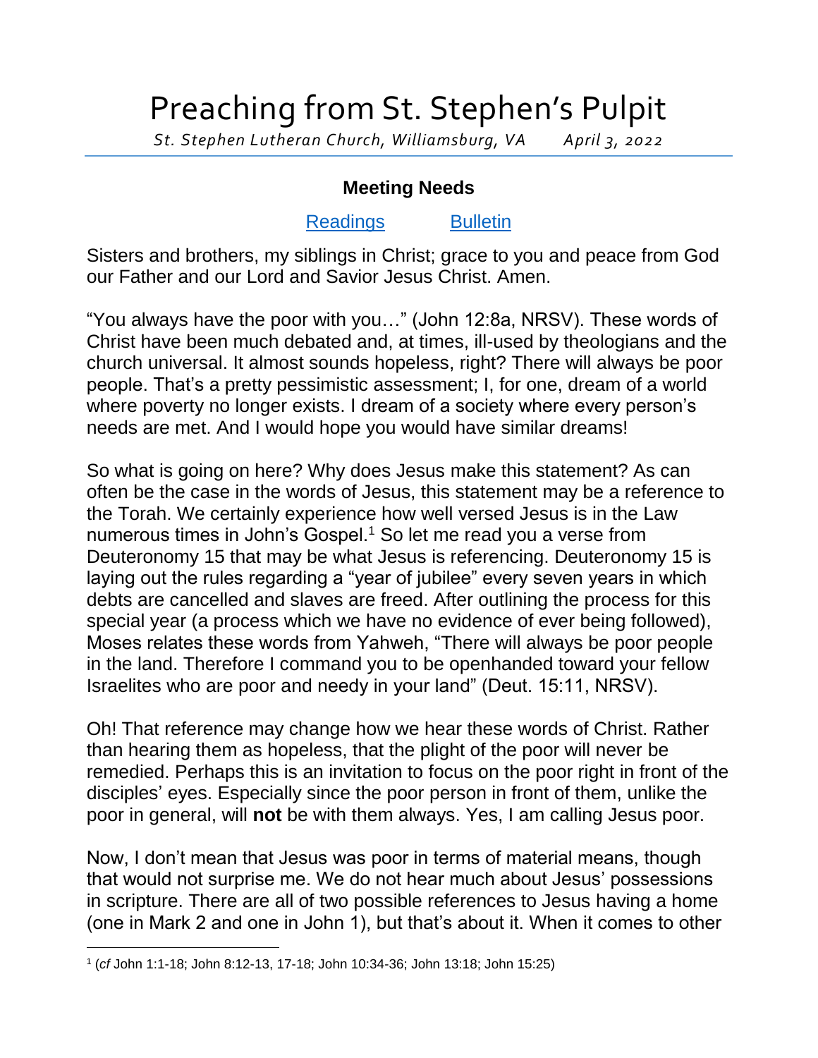# Preaching from St. Stephen's Pulpit

*St. Stephen Lutheran Church, Williamsburg, VA April 3, 2022*

## Meeting Needs

Readings Bulletin

Sisters and brothers, my siblings in Christ; grace to you and peace from God our Father and our Lord and Savior Jesus Christ. Amen.

"You always have the poor with you…" (John 12:8a, NRSV). These words of Christ have been much debated and, at times, ill-used by theologians and the church universal. It almost sounds hopeless, right? There will always be poor people. That's a pretty pessimistic assessment; I, for one, dream of a world where poverty no longer exists. I dream of a society where every person's needs are met. And I would hope you would have similar dreams!

So what is going on here? Why does Jesus make this statement? As can often be the case in the words of Jesus, this statement may be a reference to the Torah. We certainly experience how well versed Jesus is in the Law numerous times in John's Gospel.[1] So let me read you a verse from Deuteronomy 15 that may be what Jesus is referencing. Deuteronomy 15 is laying out the rules regarding a "year of jubilee" every seven years in which debts are cancelled and slaves are freed. After outlining the process for this special year (a process which we have no evidence of ever being followed), Moses relates these words from Yahweh, "There will always be poor people in the land. Therefore I command you to be openhanded toward your fellow Israelites who are poor and needy in your land" (Deut. 15:11, NRSV).

Oh! That reference may change how we hear these words of Christ. Rather than hearing them as hopeless, that the plight of the poor will never be remedied. Perhaps this is an invitation to focus on the poor right in front of the disciples' eyes. Especially since the poor person in front of them, unlike the poor in general, will **not** be with them always. Yes, I am calling Jesus poor.

Now, I don't mean that Jesus was poor in terms of material means, though that would not surprise me. We do not hear much about Jesus' possessions in scripture. There are all of two possible references to Jesus having a home (one in Mark 2 and one in John 1), but that's about it. When it comes to other

[1] (*cf* John 1:1-18; John 8:12-13, 17-18; John 10:34-36; John 13:18; John 15:25)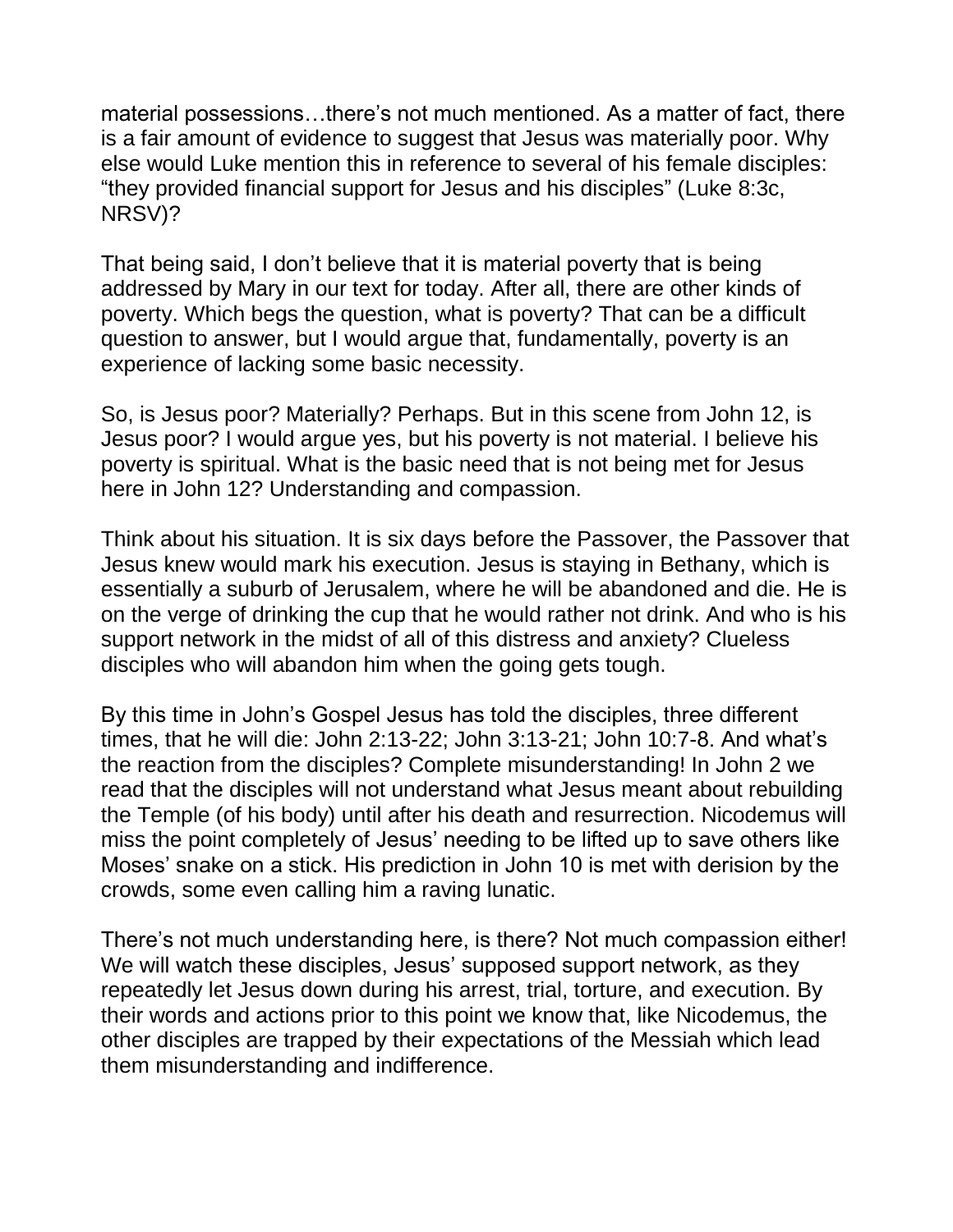material possessions…there's not much mentioned. As a matter of fact, there is a fair amount of evidence to suggest that Jesus was materially poor. Why else would Luke mention this in reference to several of his female disciples: "they provided financial support for Jesus and his disciples" (Luke 8:3c, NRSV)?

That being said, I don't believe that it is material poverty that is being addressed by Mary in our text for today. After all, there are other kinds of poverty. Which begs the question, what is poverty? That can be a difficult question to answer, but I would argue that, fundamentally, poverty is an experience of lacking some basic necessity.

So, is Jesus poor? Materially? Perhaps. But in this scene from John 12, is Jesus poor? I would argue yes, but his poverty is not material. I believe his poverty is spiritual. What is the basic need that is not being met for Jesus here in John 12? Understanding and compassion.

Think about his situation. It is six days before the Passover, the Passover that Jesus knew would mark his execution. Jesus is staying in Bethany, which is essentially a suburb of Jerusalem, where he will be abandoned and die. He is on the verge of drinking the cup that he would rather not drink. And who is his support network in the midst of all of this distress and anxiety? Clueless disciples who will abandon him when the going gets tough.

By this time in John's Gospel Jesus has told the disciples, three different times, that he will die: John 2:13-22; John 3:13-21; John 10:7-8. And what's the reaction from the disciples? Complete misunderstanding! In John 2 we read that the disciples will not understand what Jesus meant about rebuilding the Temple (of his body) until after his death and resurrection. Nicodemus will miss the point completely of Jesus' needing to be lifted up to save others like Moses' snake on a stick. His prediction in John 10 is met with derision by the crowds, some even calling him a raving lunatic.

There's not much understanding here, is there? Not much compassion either! We will watch these disciples, Jesus' supposed support network, as they repeatedly let Jesus down during his arrest, trial, torture, and execution. By their words and actions prior to this point we know that, like Nicodemus, the other disciples are trapped by their expectations of the Messiah which lead them misunderstanding and indifference.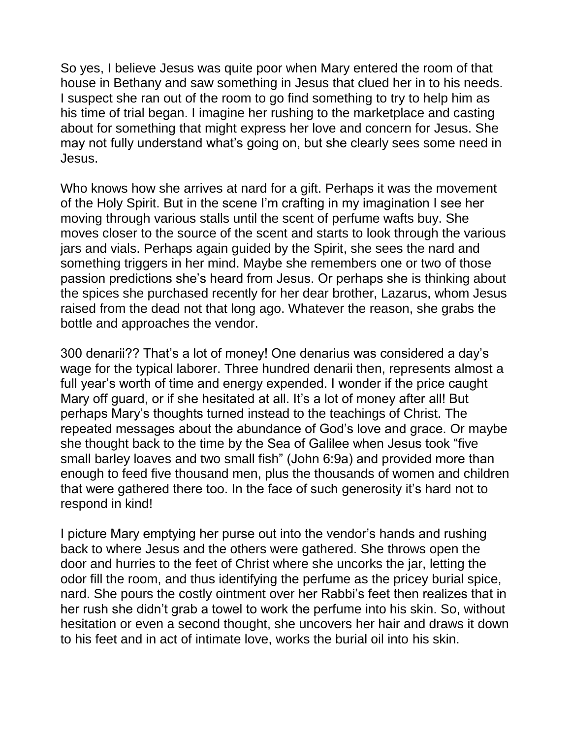So yes, I believe Jesus was quite poor when Mary entered the room of that house in Bethany and saw something in Jesus that clued her in to his needs. I suspect she ran out of the room to go find something to try to help him as his time of trial began. I imagine her rushing to the marketplace and casting about for something that might express her love and concern for Jesus. She may not fully understand what's going on, but she clearly sees some need in Jesus.

Who knows how she arrives at nard for a gift. Perhaps it was the movement of the Holy Spirit. But in the scene I'm crafting in my imagination I see her moving through various stalls until the scent of perfume wafts buy. She moves closer to the source of the scent and starts to look through the various jars and vials. Perhaps again guided by the Spirit, she sees the nard and something triggers in her mind. Maybe she remembers one or two of those passion predictions she's heard from Jesus. Or perhaps she is thinking about the spices she purchased recently for her dear brother, Lazarus, whom Jesus raised from the dead not that long ago. Whatever the reason, she grabs the bottle and approaches the vendor.

300 denarii?? That's a lot of money! One denarius was considered a day's wage for the typical laborer. Three hundred denarii then, represents almost a full year's worth of time and energy expended. I wonder if the price caught Mary off guard, or if she hesitated at all. It's a lot of money after all! But perhaps Mary's thoughts turned instead to the teachings of Christ. The repeated messages about the abundance of God's love and grace. Or maybe she thought back to the time by the Sea of Galilee when Jesus took "five small barley loaves and two small fish" (John 6:9a) and provided more than enough to feed five thousand men, plus the thousands of women and children that were gathered there too. In the face of such generosity it's hard not to respond in kind!

I picture Mary emptying her purse out into the vendor's hands and rushing back to where Jesus and the others were gathered. She throws open the door and hurries to the feet of Christ where she uncorks the jar, letting the odor fill the room, and thus identifying the perfume as the pricey burial spice, nard. She pours the costly ointment over her Rabbi's feet then realizes that in her rush she didn't grab a towel to work the perfume into his skin. So, without hesitation or even a second thought, she uncovers her hair and draws it down to his feet and in act of intimate love, works the burial oil into his skin.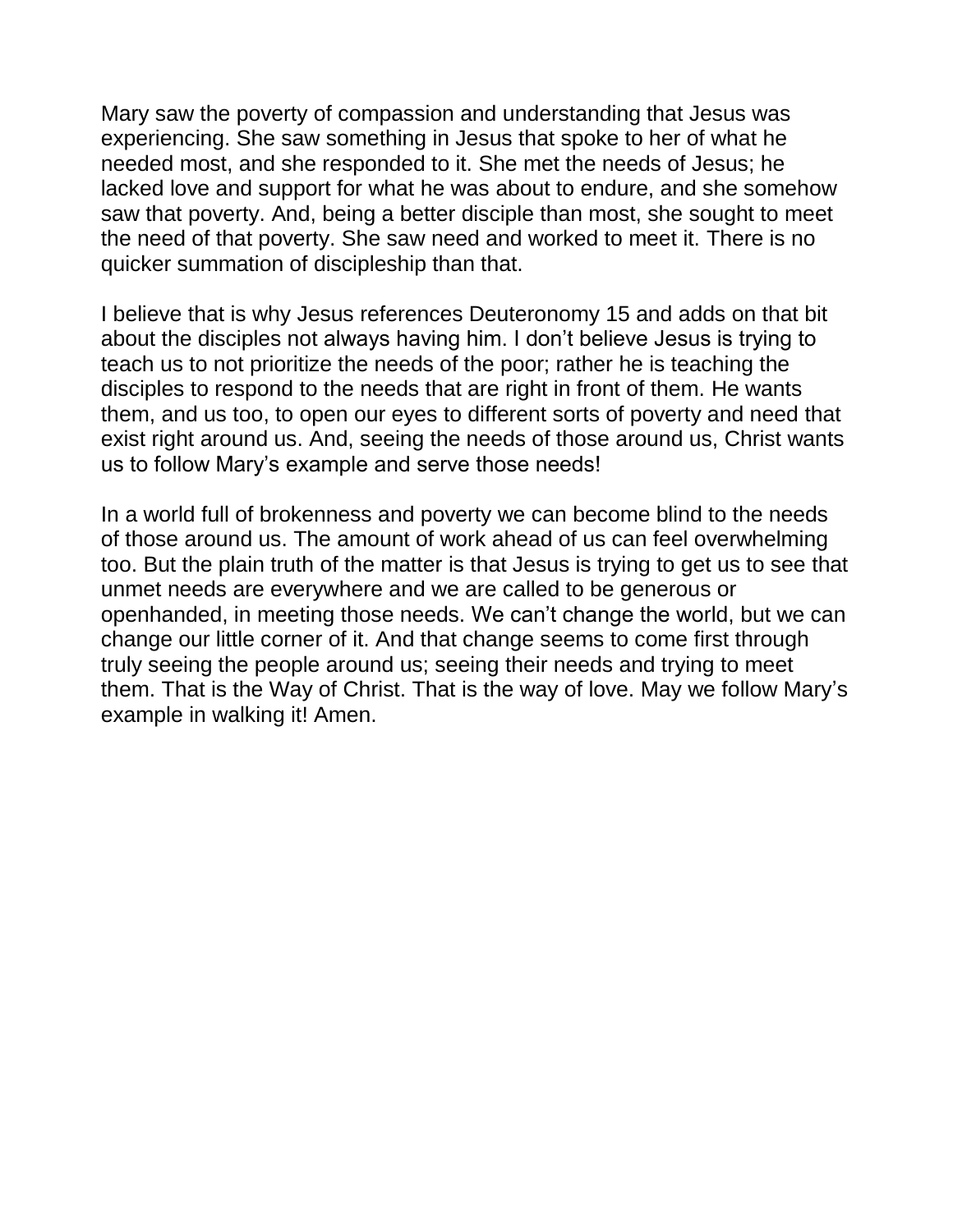Mary saw the poverty of compassion and understanding that Jesus was experiencing. She saw something in Jesus that spoke to her of what he needed most, and she responded to it. She met the needs of Jesus; he lacked love and support for what he was about to endure, and she somehow saw that poverty. And, being a better disciple than most, she sought to meet the need of that poverty. She saw need and worked to meet it. There is no quicker summation of discipleship than that.

I believe that is why Jesus references Deuteronomy 15 and adds on that bit about the disciples not always having him. I don't believe Jesus is trying to teach us to not prioritize the needs of the poor; rather he is teaching the disciples to respond to the needs that are right in front of them. He wants them, and us too, to open our eyes to different sorts of poverty and need that exist right around us. And, seeing the needs of those around us, Christ wants us to follow Mary's example and serve those needs!

In a world full of brokenness and poverty we can become blind to the needs of those around us. The amount of work ahead of us can feel overwhelming too. But the plain truth of the matter is that Jesus is trying to get us to see that unmet needs are everywhere and we are called to be generous or openhanded, in meeting those needs. We can't change the world, but we can change our little corner of it. And that change seems to come first through truly seeing the people around us; seeing their needs and trying to meet them. That is the Way of Christ. That is the way of love. May we follow Mary's example in walking it! Amen.